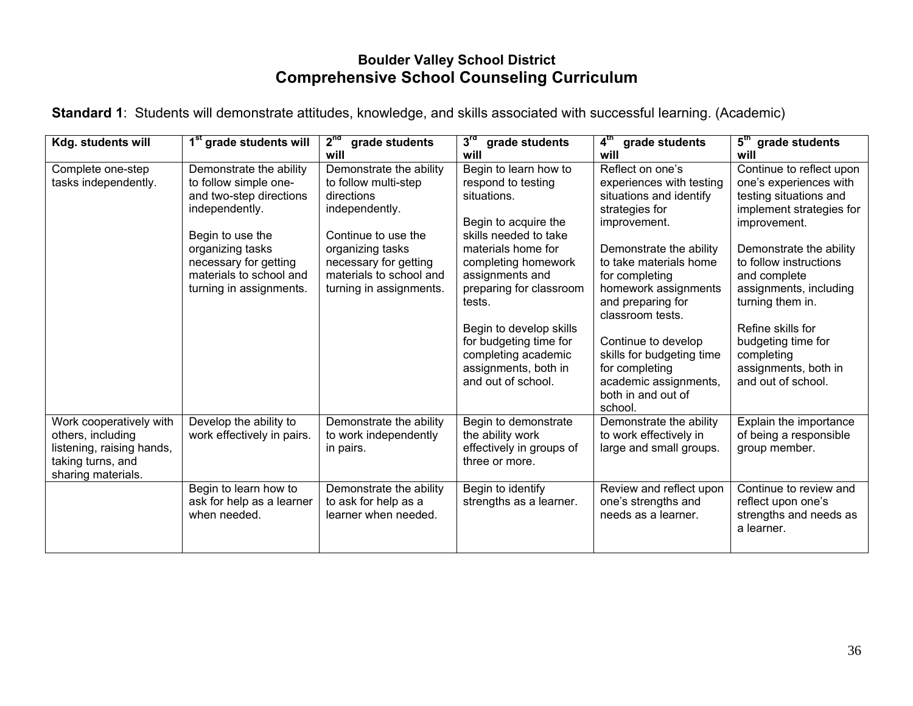# Boulder Valley School District

## Comprehensive School Counseling Curriculum

**Standard 1**: Students will demonstrate attitudes, knowledge, and skills associated with successful learning. (Academic)

| Kdg. students will | 1st grade students will | 2nd grade students will | 3rd grade students will | 4th grade students will | 5th grade students will |
|---|---|---|---|---|---|
| Complete one-step tasks independently. | Demonstrate the ability to follow simple one- and two-step directions independently.<br><br>Begin to use the organizing tasks necessary for getting materials to school and turning in assignments. | Demonstrate the ability to follow multi-step directions independently.<br><br>Continue to use the organizing tasks necessary for getting materials to school and turning in assignments. | Begin to learn how to respond to testing situations.<br><br>Begin to acquire the skills needed to take materials home for completing homework assignments and preparing for classroom tests.<br><br>Begin to develop skills for budgeting time for completing academic assignments, both in and out of school. | Reflect on one's experiences with testing situations and identify strategies for improvement.<br><br>Demonstrate the ability to take materials home for completing homework assignments and preparing for classroom tests.<br><br>Continue to develop skills for budgeting time for completing academic assignments, both in and out of school. | Continue to reflect upon one's experiences with testing situations and implement strategies for improvement.<br><br>Demonstrate the ability to follow instructions and complete assignments, including turning them in.<br><br>Refine skills for budgeting time for completing assignments, both in and out of school. |
| Work cooperatively with others, including listening, raising hands, taking turns, and sharing materials. | Develop the ability to work effectively in pairs. | Demonstrate the ability to work independently in pairs. | Begin to demonstrate the ability work effectively in groups of three or more. | Demonstrate the ability to work effectively in large and small groups. | Explain the importance of being a responsible group member. |
| | Begin to learn how to ask for help as a learner when needed. | Demonstrate the ability to ask for help as a learner when needed. | Begin to identify strengths as a learner. | Review and reflect upon one's strengths and needs as a learner. | Continue to review and reflect upon one's strengths and needs as a learner. |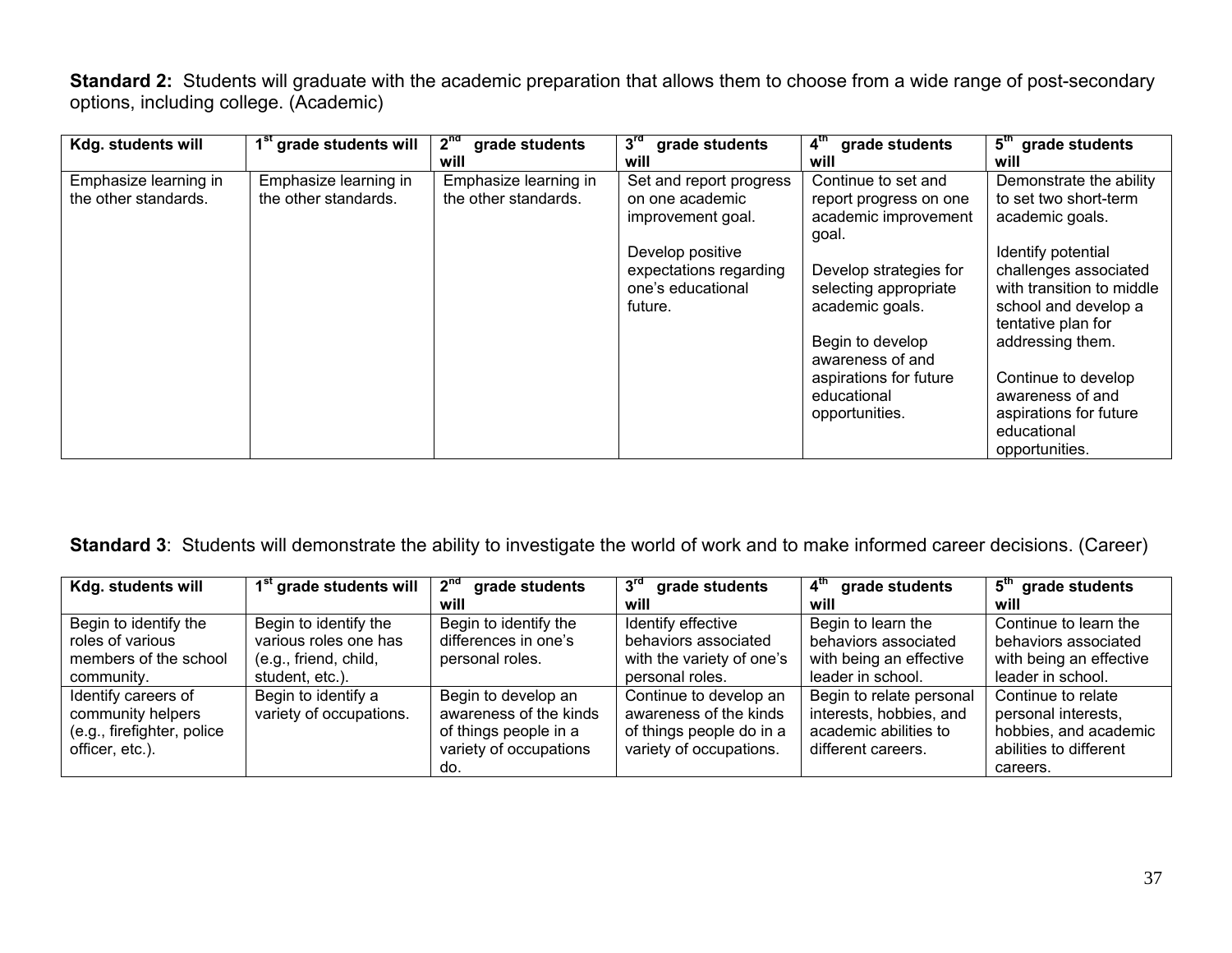**Standard 2:** Students will graduate with the academic preparation that allows them to choose from a wide range of post-secondary options, including college. (Academic)

| Kdg. students will | 1st grade students will | 2nd grade students will | 3rd grade students will | 4th grade students will | 5th grade students will |
|---|---|---|---|---|---|
| Emphasize learning in the other standards. | Emphasize learning in the other standards. | Emphasize learning in the other standards. | Set and report progress on one academic improvement goal.<br><br>Develop positive expectations regarding one's educational future. | Continue to set and report progress on one academic improvement goal.<br><br>Develop strategies for selecting appropriate academic goals.<br><br>Begin to develop awareness of and aspirations for future educational opportunities. | Demonstrate the ability to set two short-term academic goals.<br><br>Identify potential challenges associated with transition to middle school and develop a tentative plan for addressing them.<br><br>Continue to develop awareness of and aspirations for future educational opportunities. |

**Standard 3**: Students will demonstrate the ability to investigate the world of work and to make informed career decisions. (Career)

| Kdg. students will | 1st grade students will | 2nd grade students will | 3rd grade students will | 4th grade students will | 5th grade students will |
|---|---|---|---|---|---|
| Begin to identify the roles of various members of the school community. | Begin to identify the various roles one has (e.g., friend, child, student, etc.). | Begin to identify the differences in one's personal roles. | Identify effective behaviors associated with the variety of one's personal roles. | Begin to learn the behaviors associated with being an effective leader in school. | Continue to learn the behaviors associated with being an effective leader in school. |
| Identify careers of community helpers (e.g., firefighter, police officer, etc.). | Begin to identify a variety of occupations. | Begin to develop an awareness of the kinds of things people in a variety of occupations do. | Continue to develop an awareness of the kinds of things people do in a variety of occupations. | Begin to relate personal interests, hobbies, and academic abilities to different careers. | Continue to relate personal interests, hobbies, and academic abilities to different careers. |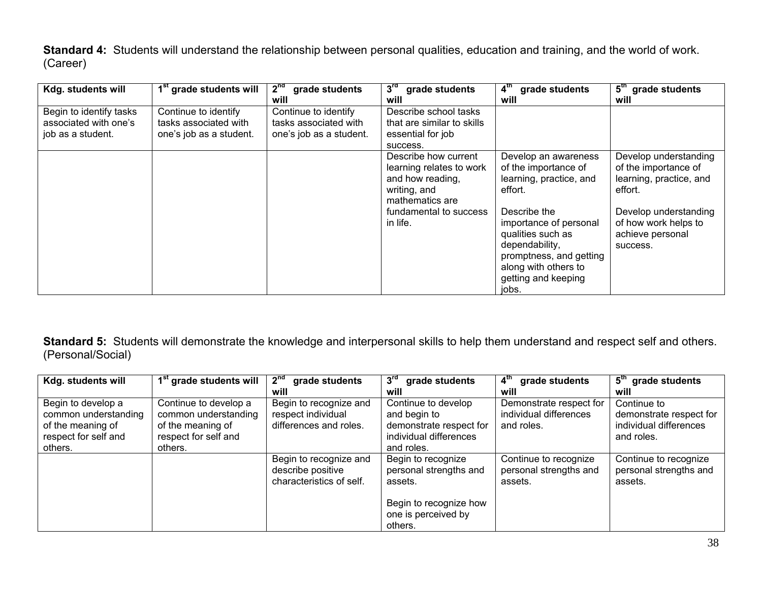**Standard 4:** Students will understand the relationship between personal qualities, education and training, and the world of work. (Career)

| Kdg. students will | 1st grade students will | 2nd grade students will | 3rd grade students will | 4th grade students will | 5th grade students will |
|---|---|---|---|---|---|
| Begin to identify tasks associated with one's job as a student. | Continue to identify tasks associated with one's job as a student. | Continue to identify tasks associated with one's job as a student. | Describe school tasks that are similar to skills essential for job success. | | |
| | | | Describe how current learning relates to work and how reading, writing, and mathematics are fundamental to success in life. | Develop an awareness of the importance of learning, practice, and effort.<br><br>Describe the importance of personal qualities such as dependability, promptness, and getting along with others to getting and keeping jobs. | Develop understanding of the importance of learning, practice, and effort.<br><br>Develop understanding of how work helps to achieve personal success. |

**Standard 5:** Students will demonstrate the knowledge and interpersonal skills to help them understand and respect self and others. (Personal/Social)

| Kdg. students will | 1st grade students will | 2nd grade students will | 3rd grade students will | 4th grade students will | 5th grade students will |
|---|---|---|---|---|---|
| Begin to develop a common understanding of the meaning of respect for self and others. | Continue to develop a common understanding of the meaning of respect for self and others. | Begin to recognize and respect individual differences and roles. | Continue to develop and begin to demonstrate respect for individual differences and roles. | Demonstrate respect for individual differences and roles. | Continue to demonstrate respect for individual differences and roles. |
| | | Begin to recognize and describe positive characteristics of self. | Begin to recognize personal strengths and assets.<br><br>Begin to recognize how one is perceived by others. | Continue to recognize personal strengths and assets. | Continue to recognize personal strengths and assets. |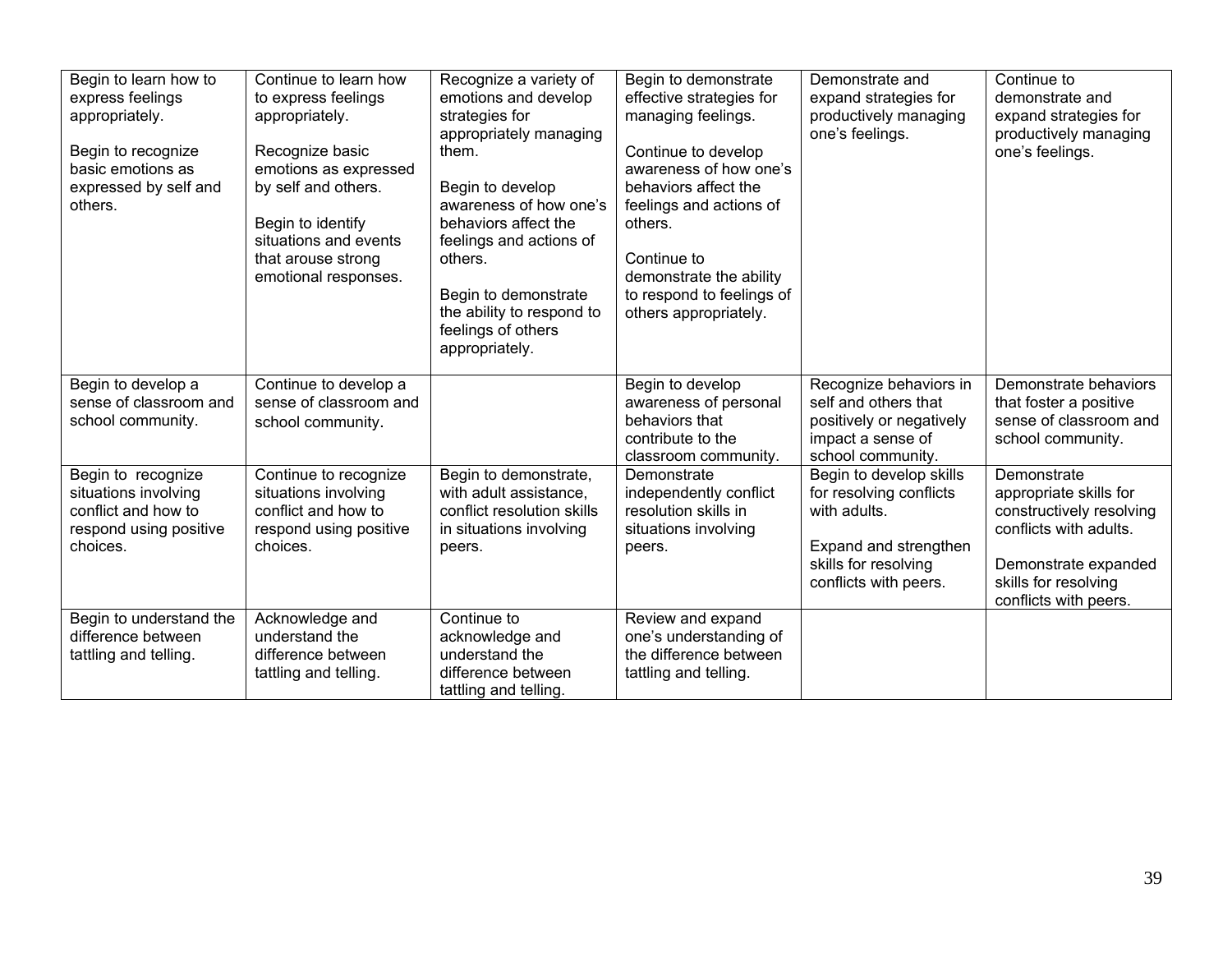| | | | | | |
|---|---|---|---|---|---|
| Begin to learn how to express feelings appropriately.<br><br>Begin to recognize basic emotions as expressed by self and others. | Continue to learn how to express feelings appropriately.<br><br>Recognize basic emotions as expressed by self and others.<br><br>Begin to identify situations and events that arouse strong emotional responses. | Recognize a variety of emotions and develop strategies for appropriately managing them.<br><br>Begin to develop awareness of how one's behaviors affect the feelings and actions of others.<br><br>Begin to demonstrate the ability to respond to feelings of others appropriately. | Begin to demonstrate effective strategies for managing feelings.<br><br>Continue to develop awareness of how one's behaviors affect the feelings and actions of others.<br><br>Continue to demonstrate the ability to respond to feelings of others appropriately. | Demonstrate and expand strategies for productively managing one's feelings. | Continue to demonstrate and expand strategies for productively managing one's feelings. |
| Begin to develop a sense of classroom and school community. | Continue to develop a sense of classroom and school community. | | Begin to develop awareness of personal behaviors that contribute to the classroom community. | Recognize behaviors in self and others that positively or negatively impact a sense of school community. | Demonstrate behaviors that foster a positive sense of classroom and school community. |
| Begin to recognize situations involving conflict and how to respond using positive choices. | Continue to recognize situations involving conflict and how to respond using positive choices. | Begin to demonstrate, with adult assistance, conflict resolution skills in situations involving peers. | Demonstrate independently conflict resolution skills in situations involving peers. | Begin to develop skills for resolving conflicts with adults.<br><br>Expand and strengthen skills for resolving conflicts with peers. | Demonstrate appropriate skills for constructively resolving conflicts with adults.<br><br>Demonstrate expanded skills for resolving conflicts with peers. |
| Begin to understand the difference between tattling and telling. | Acknowledge and understand the difference between tattling and telling. | Continue to acknowledge and understand the difference between tattling and telling. | Review and expand one's understanding of the difference between tattling and telling. | | |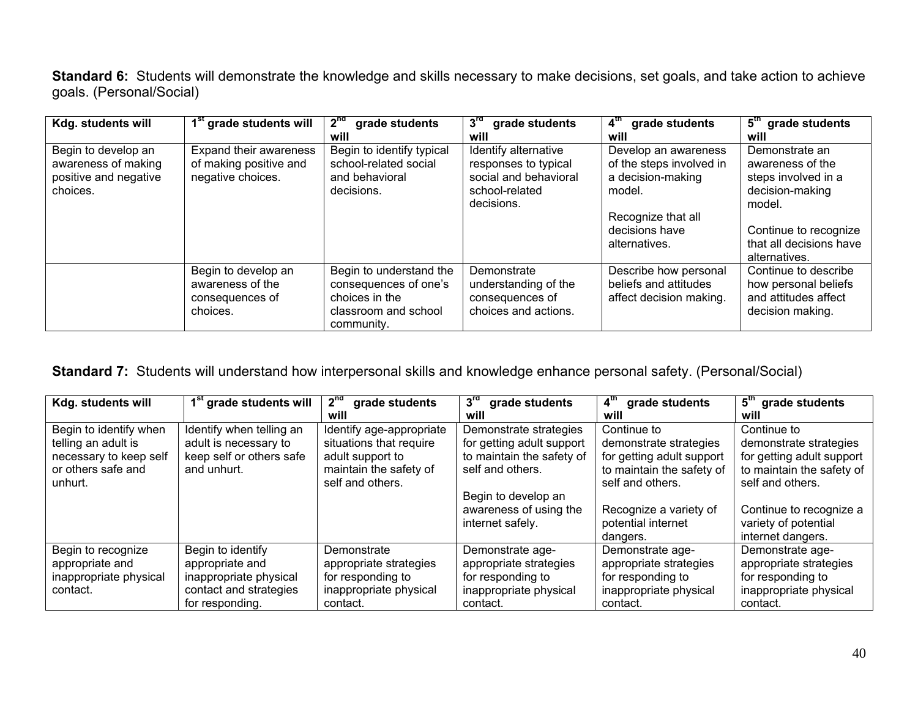**Standard 6:** Students will demonstrate the knowledge and skills necessary to make decisions, set goals, and take action to achieve goals. (Personal/Social)

| Kdg. students will | 1st grade students will | 2nd grade students will | 3rd grade students will | 4th grade students will | 5th grade students will |
|---|---|---|---|---|---|
| Begin to develop an awareness of making positive and negative choices. | Expand their awareness of making positive and negative choices. | Begin to identify typical school-related social and behavioral decisions. | Identify alternative responses to typical social and behavioral school-related decisions. | Develop an awareness of the steps involved in a decision-making model.<br><br>Recognize that all decisions have alternatives. | Demonstrate an awareness of the steps involved in a decision-making model.<br><br>Continue to recognize that all decisions have alternatives. |
| | Begin to develop an awareness of the consequences of choices. | Begin to understand the consequences of one's choices in the classroom and school community. | Demonstrate understanding of the consequences of choices and actions. | Describe how personal beliefs and attitudes affect decision making. | Continue to describe how personal beliefs and attitudes affect decision making. |

**Standard 7:** Students will understand how interpersonal skills and knowledge enhance personal safety. (Personal/Social)

| Kdg. students will | 1st grade students will | 2nd grade students will | 3rd grade students will | 4th grade students will | 5th grade students will |
|---|---|---|---|---|---|
| Begin to identify when telling an adult is necessary to keep self or others safe and unhurt. | Identify when telling an adult is necessary to keep self or others safe and unhurt. | Identify age-appropriate situations that require adult support to maintain the safety of self and others. | Demonstrate strategies for getting adult support to maintain the safety of self and others.<br><br>Begin to develop an awareness of using the internet safely. | Continue to demonstrate strategies for getting adult support to maintain the safety of self and others.<br><br>Recognize a variety of potential internet dangers. | Continue to demonstrate strategies for getting adult support to maintain the safety of self and others.<br><br>Continue to recognize a variety of potential internet dangers. |
| Begin to recognize appropriate and inappropriate physical contact. | Begin to identify appropriate and inappropriate physical contact and strategies for responding. | Demonstrate appropriate strategies for responding to inappropriate physical contact. | Demonstrate age-appropriate strategies for responding to inappropriate physical contact. | Demonstrate age-appropriate strategies for responding to inappropriate physical contact. | Demonstrate age-appropriate strategies for responding to inappropriate physical contact. |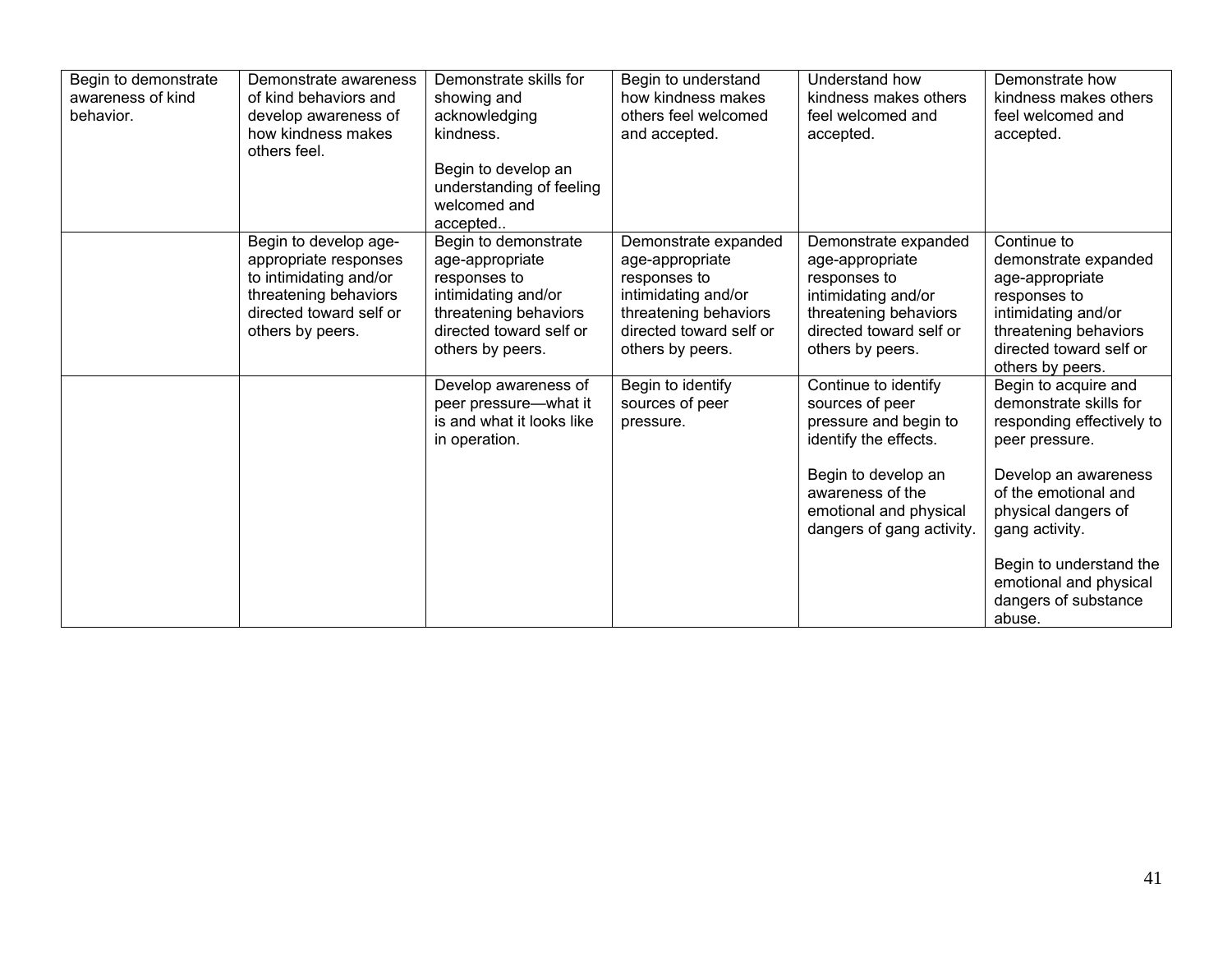| | | | | | |
|---|---|---|---|---|---|
| Begin to demonstrate awareness of kind behavior. | Demonstrate awareness of kind behaviors and develop awareness of how kindness makes others feel. | Demonstrate skills for showing and acknowledging kindness.<br><br>Begin to develop an understanding of feeling welcomed and accepted.. | Begin to understand how kindness makes others feel welcomed and accepted. | Understand how kindness makes others feel welcomed and accepted. | Demonstrate how kindness makes others feel welcomed and accepted. |
| | Begin to develop age-appropriate responses to intimidating and/or threatening behaviors directed toward self or others by peers. | Begin to demonstrate age-appropriate responses to intimidating and/or threatening behaviors directed toward self or others by peers. | Demonstrate expanded age-appropriate responses to intimidating and/or threatening behaviors directed toward self or others by peers. | Demonstrate expanded age-appropriate responses to intimidating and/or threatening behaviors directed toward self or others by peers. | Continue to demonstrate expanded age-appropriate responses to intimidating and/or threatening behaviors directed toward self or others by peers. |
| | | Develop awareness of peer pressure—what it is and what it looks like in operation. | Begin to identify sources of peer pressure. | Continue to identify sources of peer pressure and begin to identify the effects.<br><br>Begin to develop an awareness of the emotional and physical dangers of gang activity. | Begin to acquire and demonstrate skills for responding effectively to peer pressure.<br><br>Develop an awareness of the emotional and physical dangers of gang activity.<br><br>Begin to understand the emotional and physical dangers of substance abuse. |